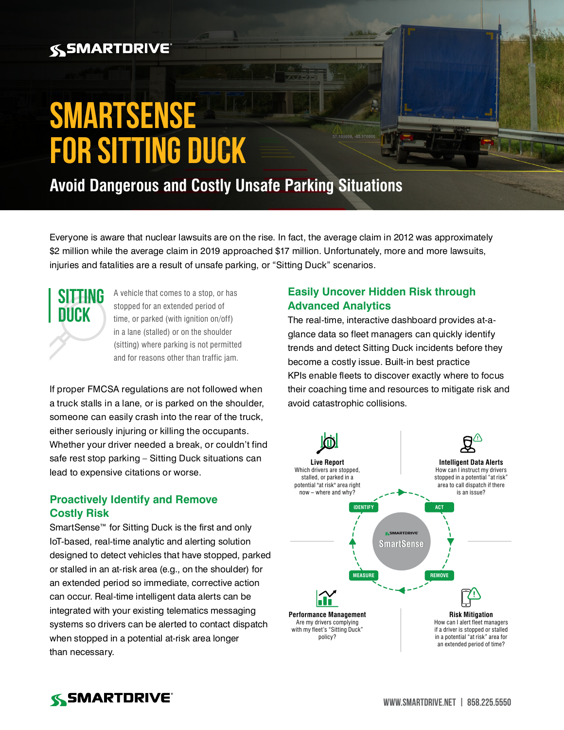# SMARTSENSE FOR SITTING DUCK

## Avoid Dangerous and Costly Unsafe Parking Situations

Everyone is aware that nuclear lawsuits are on the rise. In fact, the average claim in 2012 was approximately $2 million while the average claim in 2019 approached $17 million. Unfortunately, more and more lawsuits, injuries and fatalities are a result of unsafe parking, or “Sitting Duck” scenarios.

**SITTING DUCK**

A vehicle that comes to a stop, or has stopped for an extended period of time, or parked (with ignition on/off) in a lane (stalled) or on the shoulder (sitting) where parking is not permitted and for reasons other than traffic jam.

If proper FMCSA regulations are not followed when a truck stalls in a lane, or is parked on the shoulder, someone can easily crash into the rear of the truck, either seriously injuring or killing the occupants. Whether your driver needed a break, or couldn’t find safe rest stop parking – Sitting Duck situations can lead to expensive citations or worse.

### Proactively Identify and Remove Costly Risk

SmartSense™ for Sitting Duck is the first and only IoT-based, real-time analytic and alerting solution designed to detect vehicles that have stopped, parked or stalled in an at-risk area (e.g., on the shoulder) for an extended period so immediate, corrective action can occur. Real-time intelligent data alerts can be integrated with your existing telematics messaging systems so drivers can be alerted to contact dispatch when stopped in a potential at-risk area longer than necessary.

### Easily Uncover Hidden Risk through Advanced Analytics

The real-time, interactive dashboard provides at-a-glance data so fleet managers can quickly identify trends and detect Sitting Duck incidents before they become a costly issue. Built-in best practice KPIs enable fleets to discover exactly where to focus their coaching time and resources to mitigate risk and avoid catastrophic collisions.

**Live Report**
Which drivers are stopped, stalled, or parked in a potential "at risk" area right now – where and why?

**Intelligent Data Alerts**
How can I instruct my drivers stopped in a potential “at risk” area to call dispatch if there is an issue?

IDENTIFY → ACT → REMOVE → MEASURE (SmartDrive SmartSense)

**Performance Management**
Are my drivers complying with my fleet’s “Sitting Duck” policy?

**Risk Mitigation**
How can I alert fleet managers if a driver is stopped or stalled in a potential “at risk” area for an extended period of time?

WWW.SMARTDRIVE.NET | 858.225.5550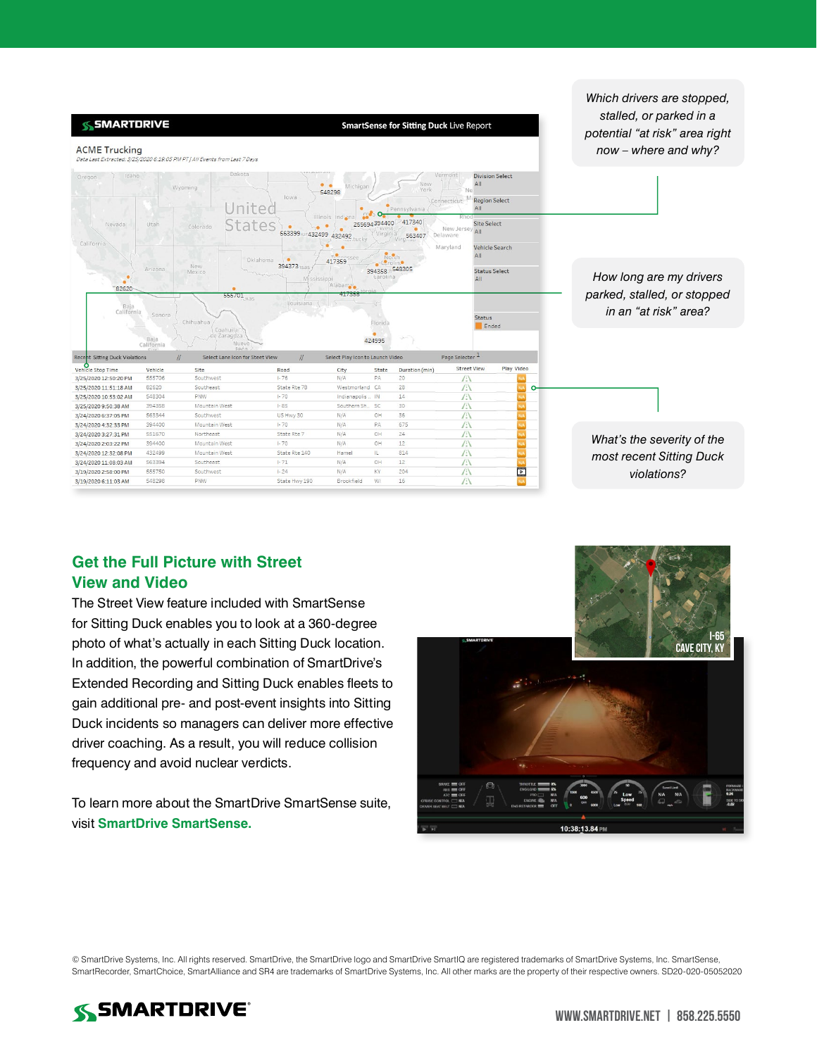Which drivers are stopped, stalled, or parked in a potential "at risk" area right now – where and why?

How long are my drivers parked, stalled, or stopped in an "at risk" area?

What's the severity of the most recent Sitting Duck violations?

## Get the Full Picture with Street View and Video

The Street View feature included with SmartSense for Sitting Duck enables you to look at a 360-degree photo of what's actually in each Sitting Duck location. In addition, the powerful combination of SmartDrive's Extended Recording and Sitting Duck enables fleets to gain additional pre- and post-event insights into Sitting Duck incidents so managers can deliver more effective driver coaching. As a result, you will reduce collision frequency and avoid nuclear verdicts.

To learn more about the SmartDrive SmartSense suite, visit **SmartDrive SmartSense.**

© SmartDrive Systems, Inc. All rights reserved. SmartDrive, the SmartDrive logo and SmartDrive SmartIQ are registered trademarks of SmartDrive Systems, Inc. SmartSense, SmartRecorder, SmartChoice, SmartAlliance and SR4 are trademarks of SmartDrive Systems, Inc. All other marks are the property of their respective owners. SD20-020-05052020

**SMARTDRIVE**

WWW.SMARTDRIVE.NET | 858.225.5550